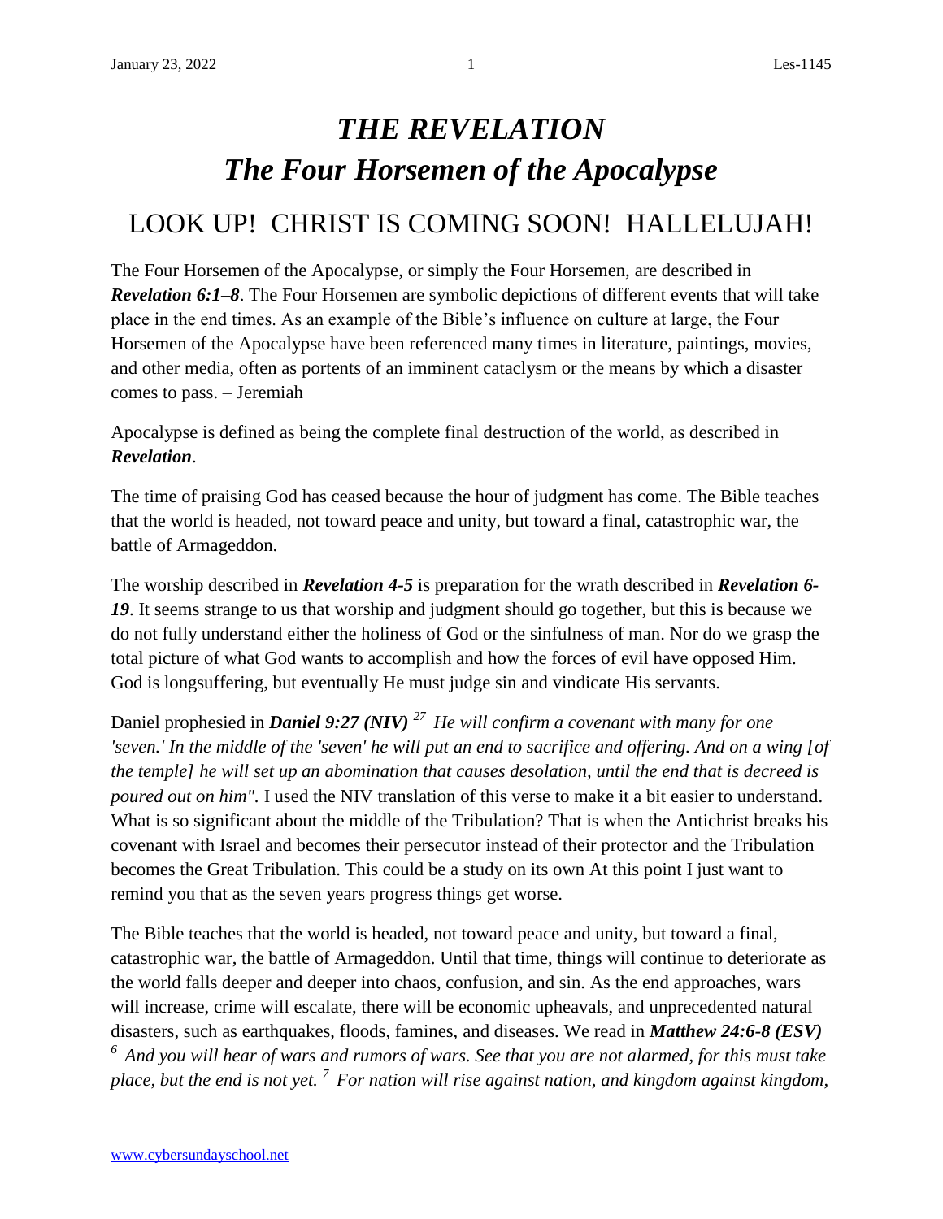# *THE REVELATION*
# *The Four Horsemen of the Apocalypse*

## LOOK UP! CHRIST IS COMING SOON! HALLELUJAH!

The Four Horsemen of the Apocalypse, or simply the Four Horsemen, are described in ***Revelation 6:1–8***. The Four Horsemen are symbolic depictions of different events that will take place in the end times. As an example of the Bible's influence on culture at large, the Four Horsemen of the Apocalypse have been referenced many times in literature, paintings, movies, and other media, often as portents of an imminent cataclysm or the means by which a disaster comes to pass. – Jeremiah

Apocalypse is defined as being the complete final destruction of the world, as described in ***Revelation***.

The time of praising God has ceased because the hour of judgment has come. The Bible teaches that the world is headed, not toward peace and unity, but toward a final, catastrophic war, the battle of Armageddon.

The worship described in ***Revelation 4-5*** is preparation for the wrath described in ***Revelation 6-19***. It seems strange to us that worship and judgment should go together, but this is because we do not fully understand either the holiness of God or the sinfulness of man. Nor do we grasp the total picture of what God wants to accomplish and how the forces of evil have opposed Him. God is longsuffering, but eventually He must judge sin and vindicate His servants.

Daniel prophesied in ***Daniel 9:27 (NIV)*** *27 He will confirm a covenant with many for one 'seven.' In the middle of the 'seven' he will put an end to sacrifice and offering. And on a wing [of the temple] he will set up an abomination that causes desolation, until the end that is decreed is poured out on him".* I used the NIV translation of this verse to make it a bit easier to understand. What is so significant about the middle of the Tribulation? That is when the Antichrist breaks his covenant with Israel and becomes their persecutor instead of their protector and the Tribulation becomes the Great Tribulation. This could be a study on its own At this point I just want to remind you that as the seven years progress things get worse.

The Bible teaches that the world is headed, not toward peace and unity, but toward a final, catastrophic war, the battle of Armageddon. Until that time, things will continue to deteriorate as the world falls deeper and deeper into chaos, confusion, and sin. As the end approaches, wars will increase, crime will escalate, there will be economic upheavals, and unprecedented natural disasters, such as earthquakes, floods, famines, and diseases. We read in ***Matthew 24:6-8 (ESV)*** *6 And you will hear of wars and rumors of wars. See that you are not alarmed, for this must take place, but the end is not yet. 7 For nation will rise against nation, and kingdom against kingdom,*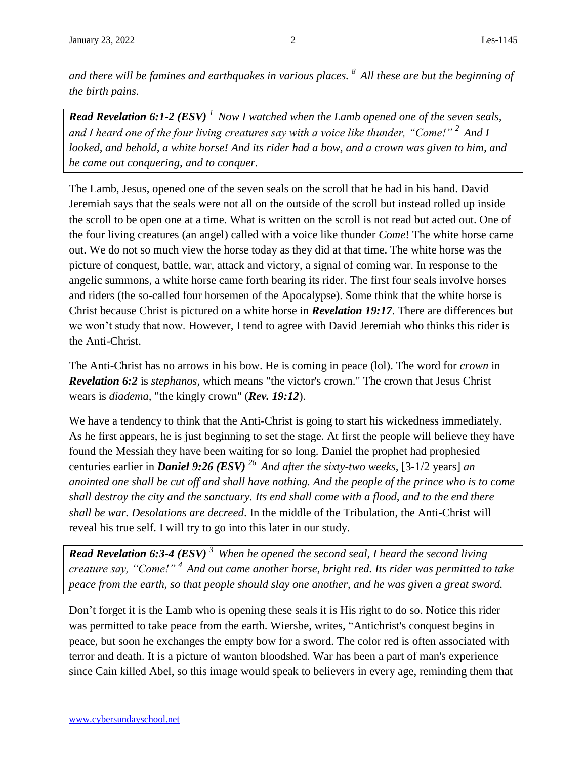*and there will be famines and earthquakes in various places.* [8] *All these are but the beginning of the birth pains.*

***Read Revelation 6:1-2 (ESV)*** [1] *Now I watched when the Lamb opened one of the seven seals, and I heard one of the four living creatures say with a voice like thunder, "Come!"* [2] *And I looked, and behold, a white horse! And its rider had a bow, and a crown was given to him, and he came out conquering, and to conquer.*

The Lamb, Jesus, opened one of the seven seals on the scroll that he had in his hand. David Jeremiah says that the seals were not all on the outside of the scroll but instead rolled up inside the scroll to be open one at a time. What is written on the scroll is not read but acted out. One of the four living creatures (an angel) called with a voice like thunder *Come*! The white horse came out. We do not so much view the horse today as they did at that time. The white horse was the picture of conquest, battle, war, attack and victory, a signal of coming war. In response to the angelic summons, a white horse came forth bearing its rider. The first four seals involve horses and riders (the so-called four horsemen of the Apocalypse). Some think that the white horse is Christ because Christ is pictured on a white horse in ***Revelation 19:17***. There are differences but we won't study that now. However, I tend to agree with David Jeremiah who thinks this rider is the Anti-Christ.

The Anti-Christ has no arrows in his bow. He is coming in peace (lol). The word for *crown* in ***Revelation 6:2*** is *stephanos,* which means "the victor's crown." The crown that Jesus Christ wears is *diadema,* "the kingly crown" (***Rev. 19:12***).

We have a tendency to think that the Anti-Christ is going to start his wickedness immediately. As he first appears, he is just beginning to set the stage. At first the people will believe they have found the Messiah they have been waiting for so long. Daniel the prophet had prophesied centuries earlier in ***Daniel 9:26 (ESV)*** [26] *And after the sixty-two weeks,* [3-1/2 years] *an anointed one shall be cut off and shall have nothing. And the people of the prince who is to come shall destroy the city and the sanctuary. Its end shall come with a flood, and to the end there shall be war. Desolations are decreed*. In the middle of the Tribulation, the Anti-Christ will reveal his true self. I will try to go into this later in our study.

***Read Revelation 6:3-4 (ESV)*** [3] *When he opened the second seal, I heard the second living creature say, "Come!"* [4] *And out came another horse, bright red. Its rider was permitted to take peace from the earth, so that people should slay one another, and he was given a great sword.*

Don't forget it is the Lamb who is opening these seals it is His right to do so. Notice this rider was permitted to take peace from the earth. Wiersbe, writes, "Antichrist's conquest begins in peace, but soon he exchanges the empty bow for a sword. The color red is often associated with terror and death. It is a picture of wanton bloodshed. War has been a part of man's experience since Cain killed Abel, so this image would speak to believers in every age, reminding them that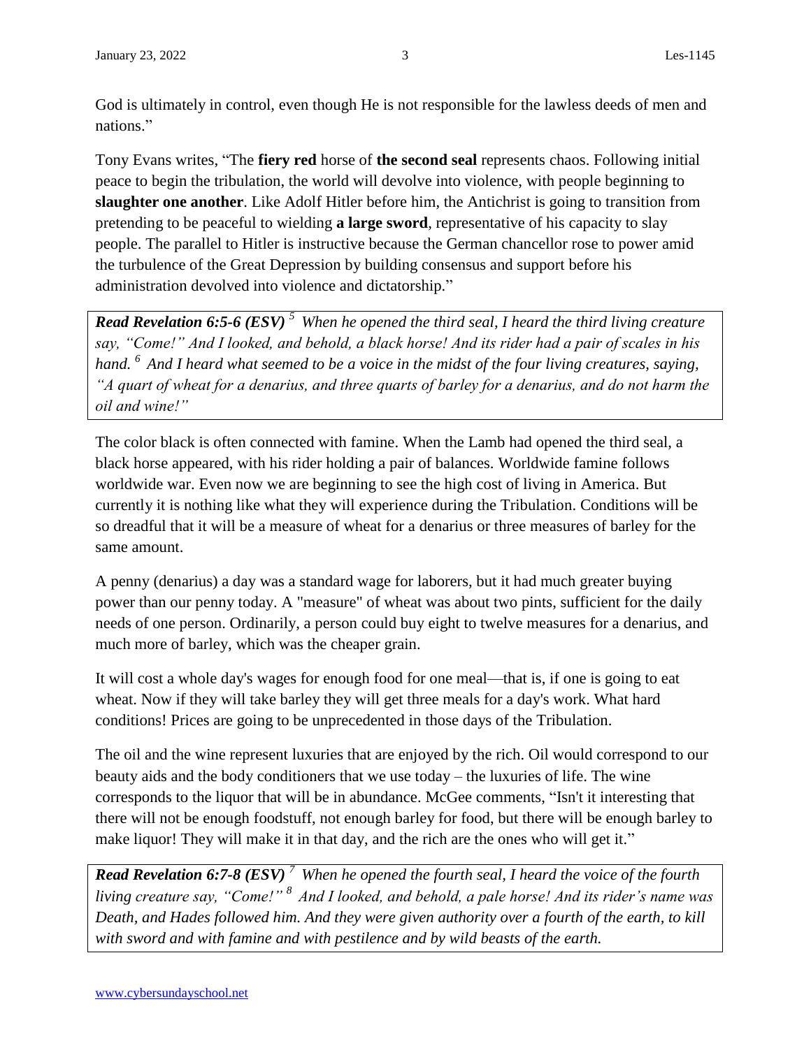God is ultimately in control, even though He is not responsible for the lawless deeds of men and nations."

Tony Evans writes, "The **fiery red** horse of **the second seal** represents chaos. Following initial peace to begin the tribulation, the world will devolve into violence, with people beginning to **slaughter one another**. Like Adolf Hitler before him, the Antichrist is going to transition from pretending to be peaceful to wielding **a large sword**, representative of his capacity to slay people. The parallel to Hitler is instructive because the German chancellor rose to power amid the turbulence of the Great Depression by building consensus and support before his administration devolved into violence and dictatorship."

> ***Read Revelation 6:5-6 (ESV)*** *[5] When he opened the third seal, I heard the third living creature say, "Come!" And I looked, and behold, a black horse! And its rider had a pair of scales in his hand. [6] And I heard what seemed to be a voice in the midst of the four living creatures, saying, "A quart of wheat for a denarius, and three quarts of barley for a denarius, and do not harm the oil and wine!"*

The color black is often connected with famine. When the Lamb had opened the third seal, a black horse appeared, with his rider holding a pair of balances. Worldwide famine follows worldwide war. Even now we are beginning to see the high cost of living in America. But currently it is nothing like what they will experience during the Tribulation. Conditions will be so dreadful that it will be a measure of wheat for a denarius or three measures of barley for the same amount.

A penny (denarius) a day was a standard wage for laborers, but it had much greater buying power than our penny today. A "measure" of wheat was about two pints, sufficient for the daily needs of one person. Ordinarily, a person could buy eight to twelve measures for a denarius, and much more of barley, which was the cheaper grain.

It will cost a whole day's wages for enough food for one meal—that is, if one is going to eat wheat. Now if they will take barley they will get three meals for a day's work. What hard conditions! Prices are going to be unprecedented in those days of the Tribulation.

The oil and the wine represent luxuries that are enjoyed by the rich. Oil would correspond to our beauty aids and the body conditioners that we use today – the luxuries of life. The wine corresponds to the liquor that will be in abundance. McGee comments, "Isn't it interesting that there will not be enough foodstuff, not enough barley for food, but there will be enough barley to make liquor! They will make it in that day, and the rich are the ones who will get it."

> ***Read Revelation 6:7-8 (ESV)*** *[7] When he opened the fourth seal, I heard the voice of the fourth living creature say, "Come!" [8] And I looked, and behold, a pale horse! And its rider's name was Death, and Hades followed him. And they were given authority over a fourth of the earth, to kill with sword and with famine and with pestilence and by wild beasts of the earth.*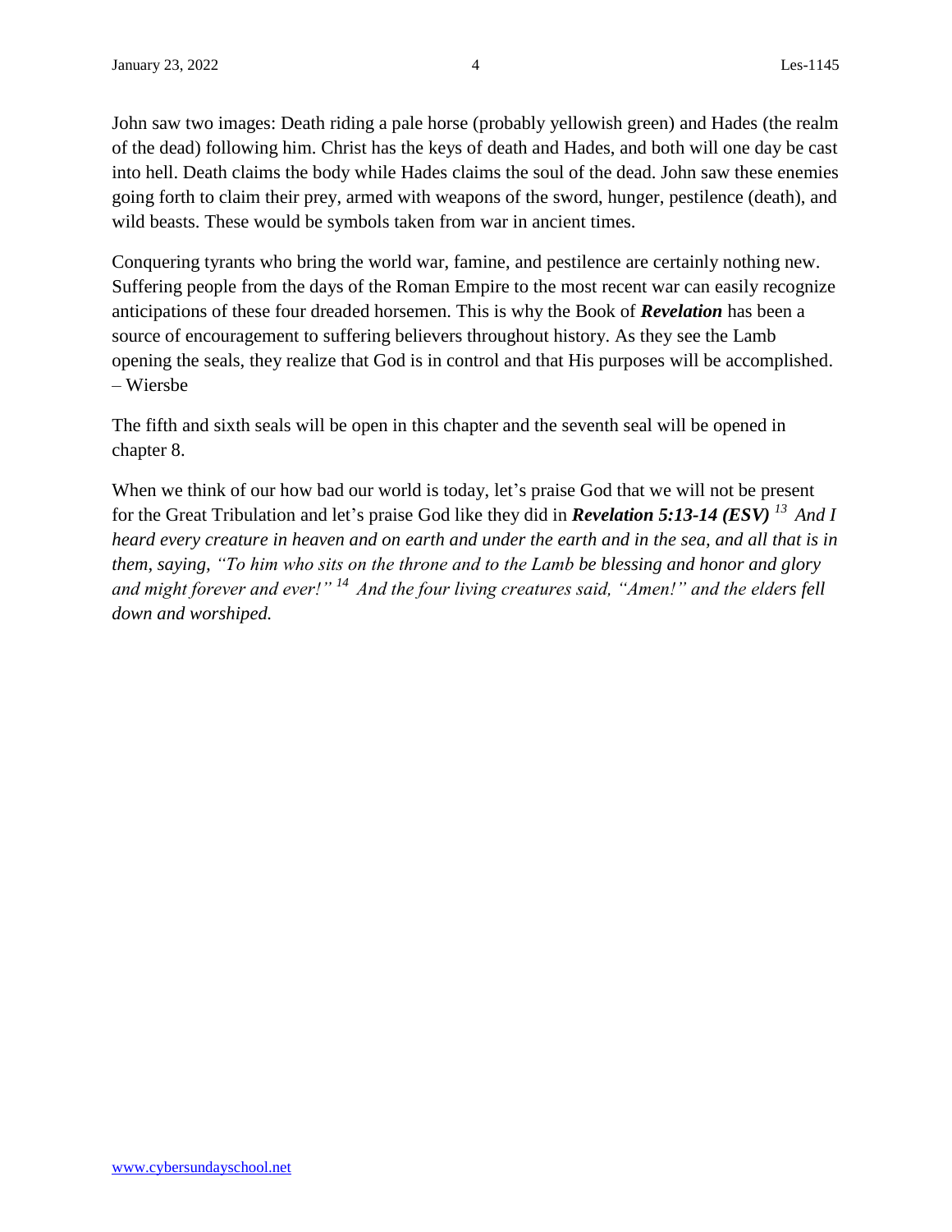John saw two images: Death riding a pale horse (probably yellowish green) and Hades (the realm of the dead) following him. Christ has the keys of death and Hades, and both will one day be cast into hell. Death claims the body while Hades claims the soul of the dead. John saw these enemies going forth to claim their prey, armed with weapons of the sword, hunger, pestilence (death), and wild beasts. These would be symbols taken from war in ancient times.

Conquering tyrants who bring the world war, famine, and pestilence are certainly nothing new. Suffering people from the days of the Roman Empire to the most recent war can easily recognize anticipations of these four dreaded horsemen. This is why the Book of ***Revelation*** has been a source of encouragement to suffering believers throughout history. As they see the Lamb opening the seals, they realize that God is in control and that His purposes will be accomplished. – Wiersbe

The fifth and sixth seals will be open in this chapter and the seventh seal will be opened in chapter 8.

When we think of our how bad our world is today, let's praise God that we will not be present for the Great Tribulation and let's praise God like they did in ***Revelation 5:13-14 (ESV)*** *[13] And I heard every creature in heaven and on earth and under the earth and in the sea, and all that is in them, saying, "To him who sits on the throne and to the Lamb be blessing and honor and glory and might forever and ever!" [14] And the four living creatures said, "Amen!" and the elders fell down and worshiped.*

www.cybersundayschool.net